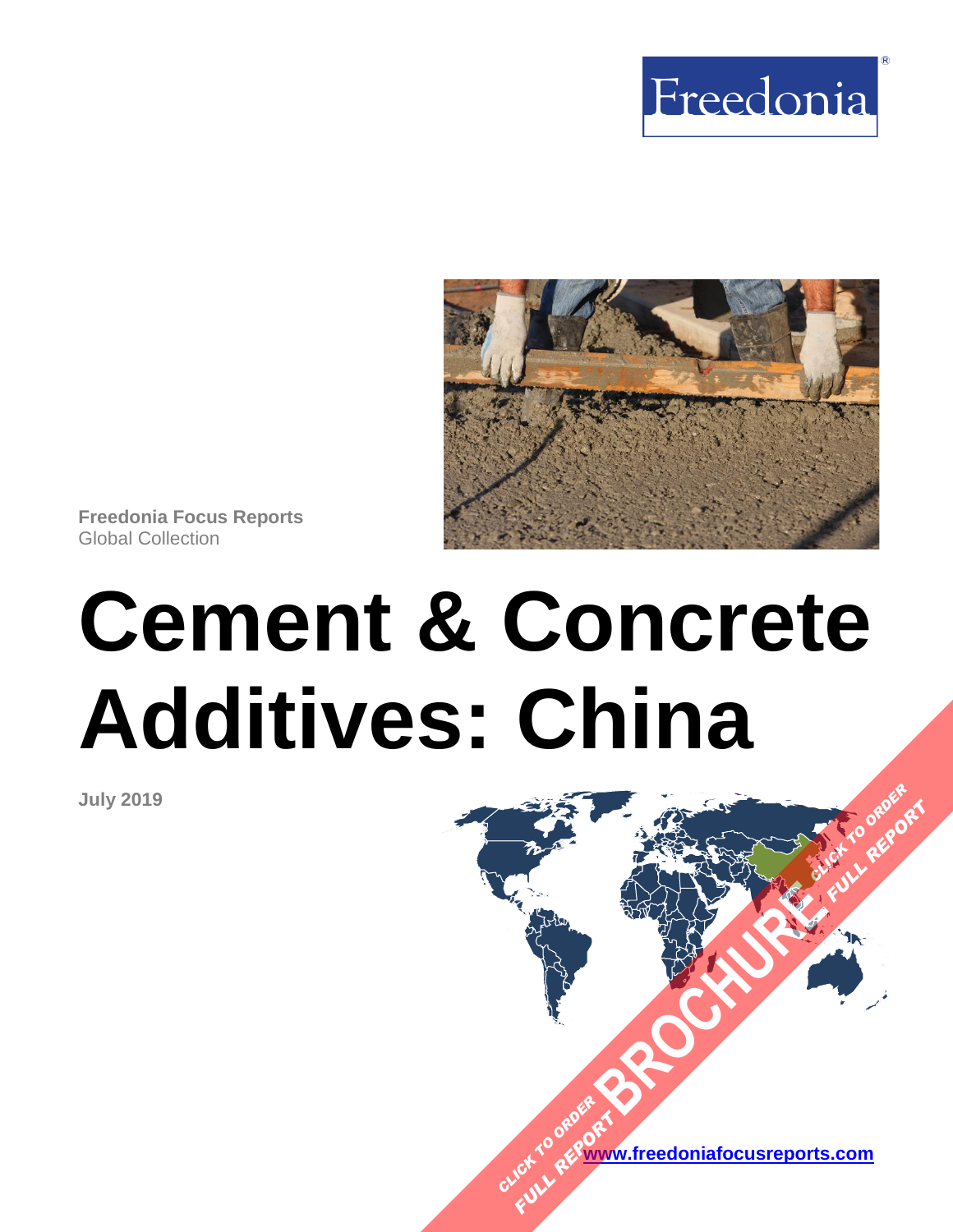Freedonia

**Freedonia Focus Reports**
Global Collection

# Cement & Concrete Additives: China

**July 2019**

CLICK TO ORDER FULL REPORT BROCHURE CLICK TO ORDER FULL REPORT

www.freedoniafocusreports.com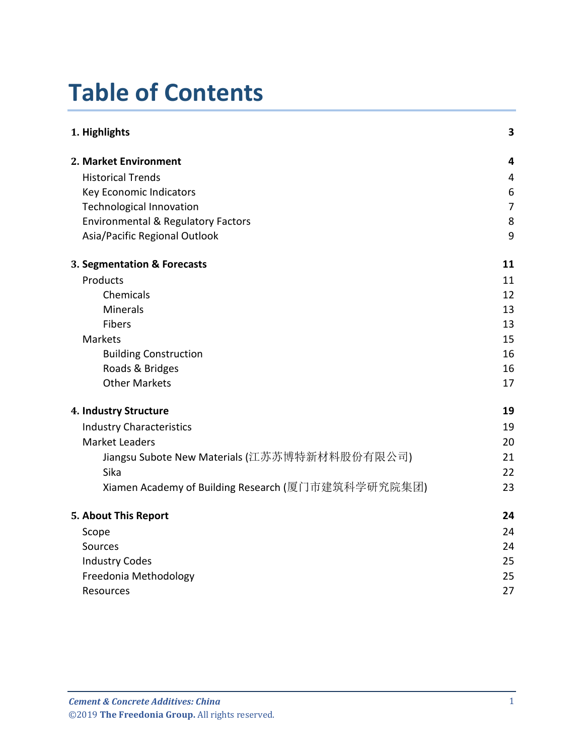# Table of Contents

| | |
|---|---|
| **1. Highlights** | **3** |
| **2. Market Environment** | **4** |
| Historical Trends | 4 |
| Key Economic Indicators | 6 |
| Technological Innovation | 7 |
| Environmental & Regulatory Factors | 8 |
| Asia/Pacific Regional Outlook | 9 |
| **3. Segmentation & Forecasts** | **11** |
| Products | 11 |
| Chemicals | 12 |
| Minerals | 13 |
| Fibers | 13 |
| Markets | 15 |
| Building Construction | 16 |
| Roads & Bridges | 16 |
| Other Markets | 17 |
| **4. Industry Structure** | **19** |
| Industry Characteristics | 19 |
| Market Leaders | 20 |
| Jiangsu Subote New Materials (江苏苏博特新材料股份有限公司) | 21 |
| Sika | 22 |
| Xiamen Academy of Building Research (厦门市建筑科学研究院集团) | 23 |
| **5. About This Report** | **24** |
| Scope | 24 |
| Sources | 24 |
| Industry Codes | 25 |
| Freedonia Methodology | 25 |
| Resources | 27 |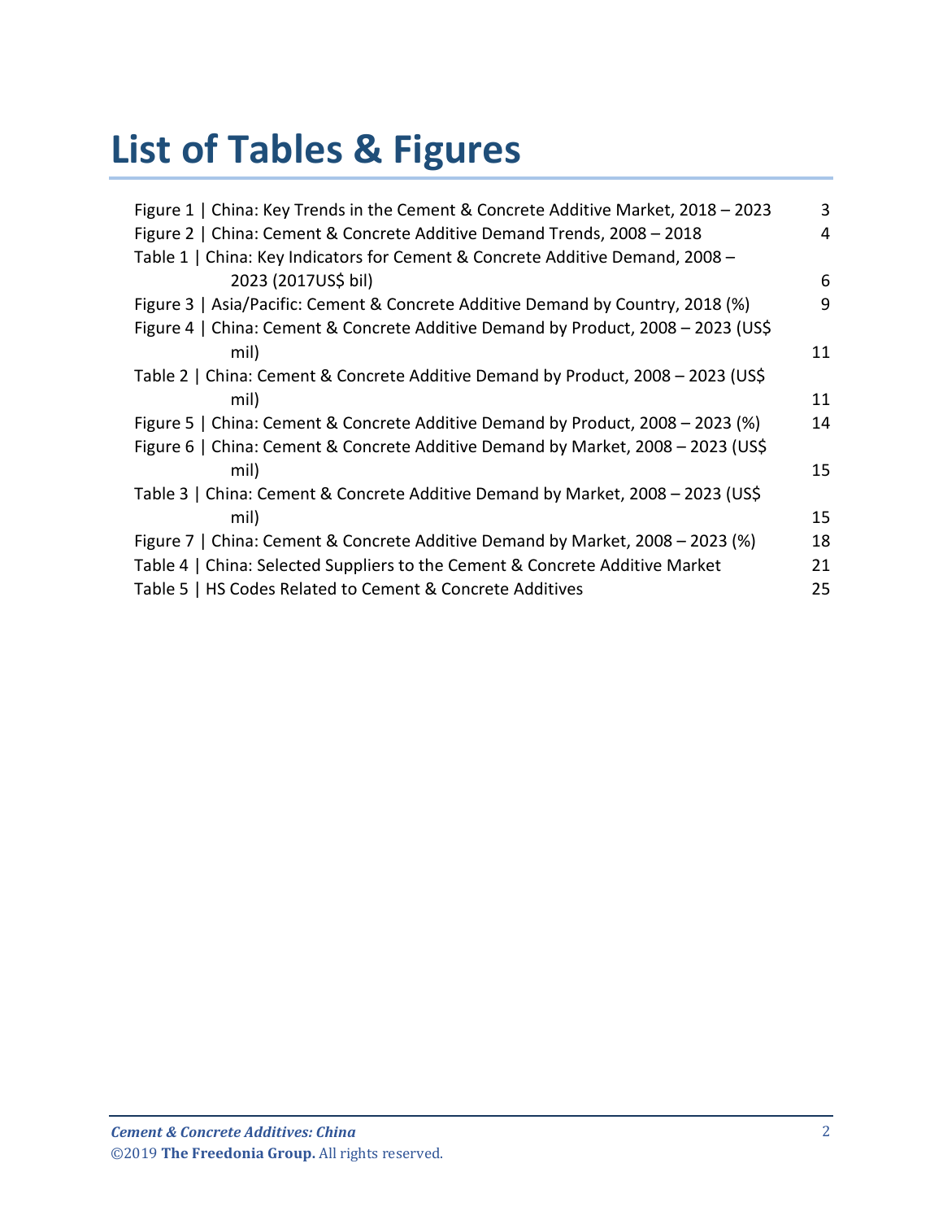# List of Tables & Figures

Figure 1 | China: Key Trends in the Cement & Concrete Additive Market, 2018 – 2023 3
Figure 2 | China: Cement & Concrete Additive Demand Trends, 2008 – 2018 4
Table 1 | China: Key Indicators for Cement & Concrete Additive Demand, 2008 – 2023 (2017US$ bil) 6
Figure 3 | Asia/Pacific: Cement & Concrete Additive Demand by Country, 2018 (%) 9
Figure 4 | China: Cement & Concrete Additive Demand by Product, 2008 – 2023 (US$ mil) 11
Table 2 | China: Cement & Concrete Additive Demand by Product, 2008 – 2023 (US$ mil) 11
Figure 5 | China: Cement & Concrete Additive Demand by Product, 2008 – 2023 (%) 14
Figure 6 | China: Cement & Concrete Additive Demand by Market, 2008 – 2023 (US$ mil) 15
Table 3 | China: Cement & Concrete Additive Demand by Market, 2008 – 2023 (US$ mil) 15
Figure 7 | China: Cement & Concrete Additive Demand by Market, 2008 – 2023 (%) 18
Table 4 | China: Selected Suppliers to the Cement & Concrete Additive Market 21
Table 5 | HS Codes Related to Cement & Concrete Additives 25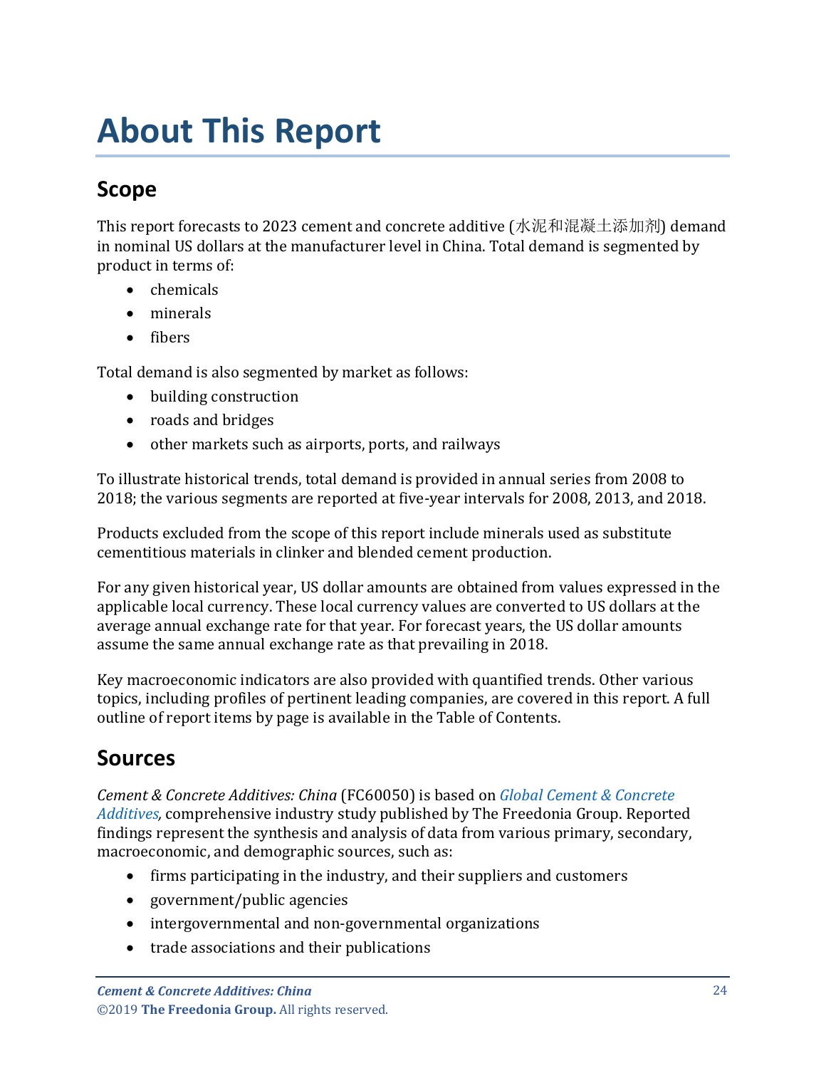# About This Report

## Scope

This report forecasts to 2023 cement and concrete additive (水泥和混凝土添加剂) demand in nominal US dollars at the manufacturer level in China. Total demand is segmented by product in terms of:

- chemicals
- minerals
- fibers

Total demand is also segmented by market as follows:

- building construction
- roads and bridges
- other markets such as airports, ports, and railways

To illustrate historical trends, total demand is provided in annual series from 2008 to 2018; the various segments are reported at five-year intervals for 2008, 2013, and 2018.

Products excluded from the scope of this report include minerals used as substitute cementitious materials in clinker and blended cement production.

For any given historical year, US dollar amounts are obtained from values expressed in the applicable local currency. These local currency values are converted to US dollars at the average annual exchange rate for that year. For forecast years, the US dollar amounts assume the same annual exchange rate as that prevailing in 2018.

Key macroeconomic indicators are also provided with quantified trends. Other various topics, including profiles of pertinent leading companies, are covered in this report. A full outline of report items by page is available in the Table of Contents.

## Sources

*Cement & Concrete Additives: China* (FC60050) is based on *Global Cement & Concrete Additives,* comprehensive industry study published by The Freedonia Group. Reported findings represent the synthesis and analysis of data from various primary, secondary, macroeconomic, and demographic sources, such as:

- firms participating in the industry, and their suppliers and customers
- government/public agencies
- intergovernmental and non-governmental organizations
- trade associations and their publications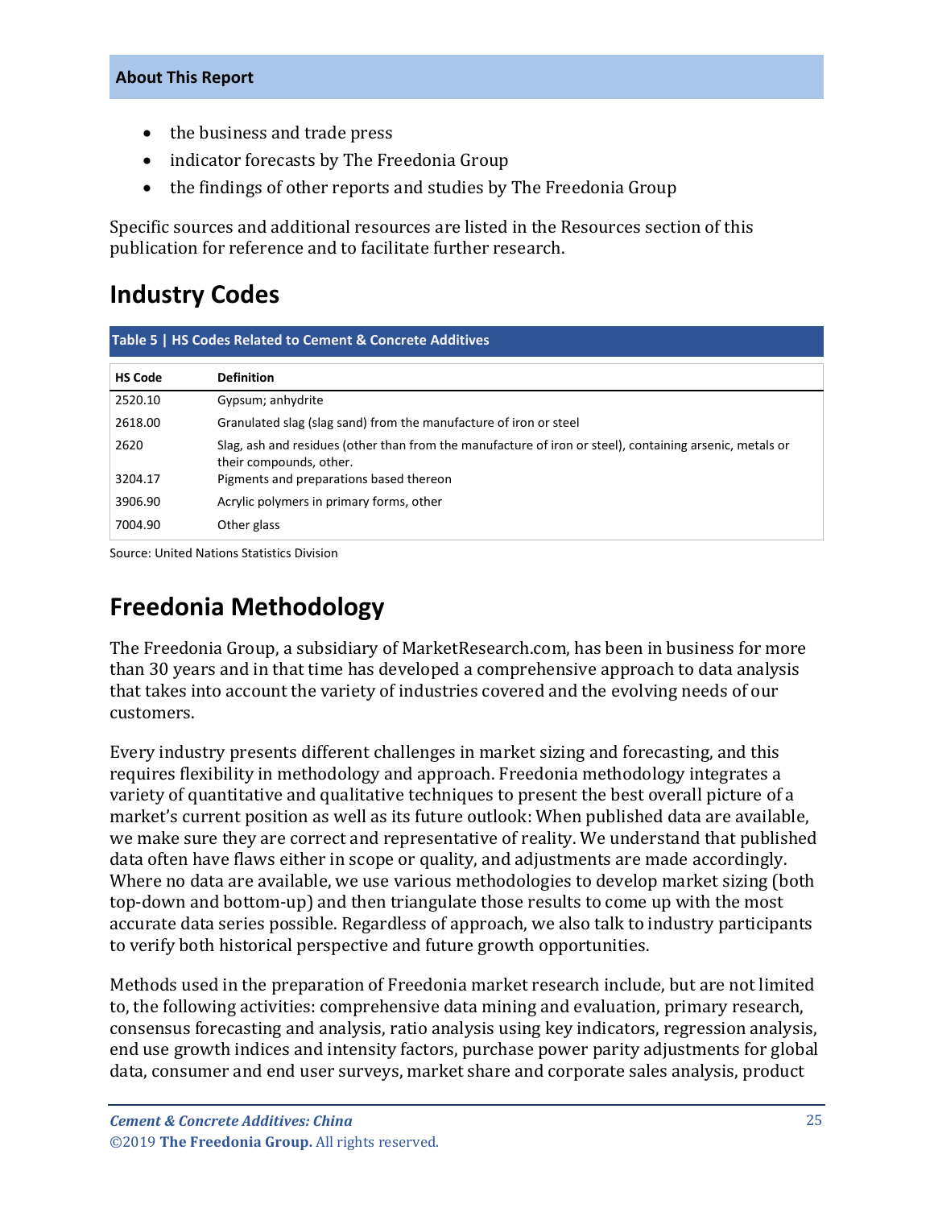- the business and trade press
- indicator forecasts by The Freedonia Group
- the findings of other reports and studies by The Freedonia Group

Specific sources and additional resources are listed in the Resources section of this publication for reference and to facilitate further research.

## Industry Codes

**Table 5 | HS Codes Related to Cement & Concrete Additives**

| HS Code | Definition |
|---|---|
| 2520.10 | Gypsum; anhydrite |
| 2618.00 | Granulated slag (slag sand) from the manufacture of iron or steel |
| 2620 | Slag, ash and residues (other than from the manufacture of iron or steel), containing arsenic, metals or their compounds, other. |
| 3204.17 | Pigments and preparations based thereon |
| 3906.90 | Acrylic polymers in primary forms, other |
| 7004.90 | Other glass |

Source: United Nations Statistics Division

## Freedonia Methodology

The Freedonia Group, a subsidiary of MarketResearch.com, has been in business for more than 30 years and in that time has developed a comprehensive approach to data analysis that takes into account the variety of industries covered and the evolving needs of our customers.

Every industry presents different challenges in market sizing and forecasting, and this requires flexibility in methodology and approach. Freedonia methodology integrates a variety of quantitative and qualitative techniques to present the best overall picture of a market's current position as well as its future outlook: When published data are available, we make sure they are correct and representative of reality. We understand that published data often have flaws either in scope or quality, and adjustments are made accordingly. Where no data are available, we use various methodologies to develop market sizing (both top-down and bottom-up) and then triangulate those results to come up with the most accurate data series possible. Regardless of approach, we also talk to industry participants to verify both historical perspective and future growth opportunities.

Methods used in the preparation of Freedonia market research include, but are not limited to, the following activities: comprehensive data mining and evaluation, primary research, consensus forecasting and analysis, ratio analysis using key indicators, regression analysis, end use growth indices and intensity factors, purchase power parity adjustments for global data, consumer and end user surveys, market share and corporate sales analysis, product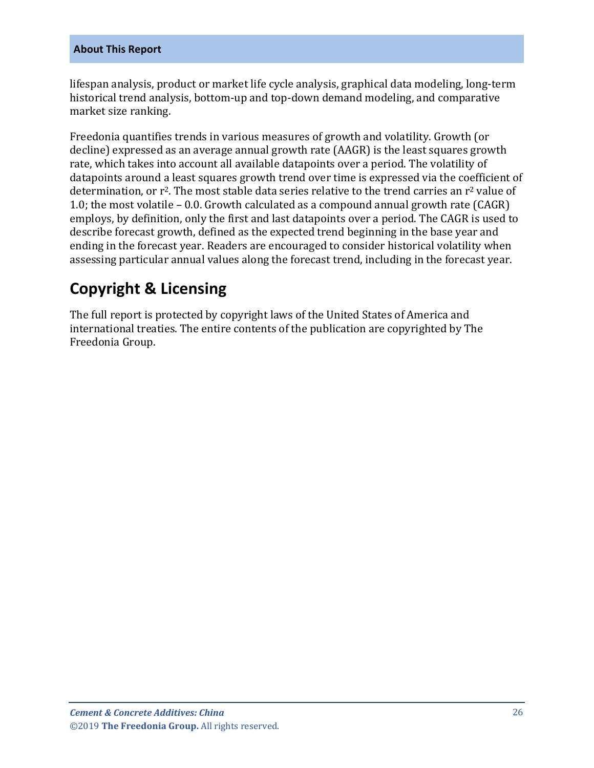lifespan analysis, product or market life cycle analysis, graphical data modeling, long-term historical trend analysis, bottom-up and top-down demand modeling, and comparative market size ranking.

Freedonia quantifies trends in various measures of growth and volatility. Growth (or decline) expressed as an average annual growth rate (AAGR) is the least squares growth rate, which takes into account all available datapoints over a period. The volatility of datapoints around a least squares growth trend over time is expressed via the coefficient of determination, or $r^2$. The most stable data series relative to the trend carries an $r^2$ value of 1.0; the most volatile – 0.0. Growth calculated as a compound annual growth rate (CAGR) employs, by definition, only the first and last datapoints over a period. The CAGR is used to describe forecast growth, defined as the expected trend beginning in the base year and ending in the forecast year. Readers are encouraged to consider historical volatility when assessing particular annual values along the forecast trend, including in the forecast year.

## Copyright & Licensing

The full report is protected by copyright laws of the United States of America and international treaties. The entire contents of the publication are copyrighted by The Freedonia Group.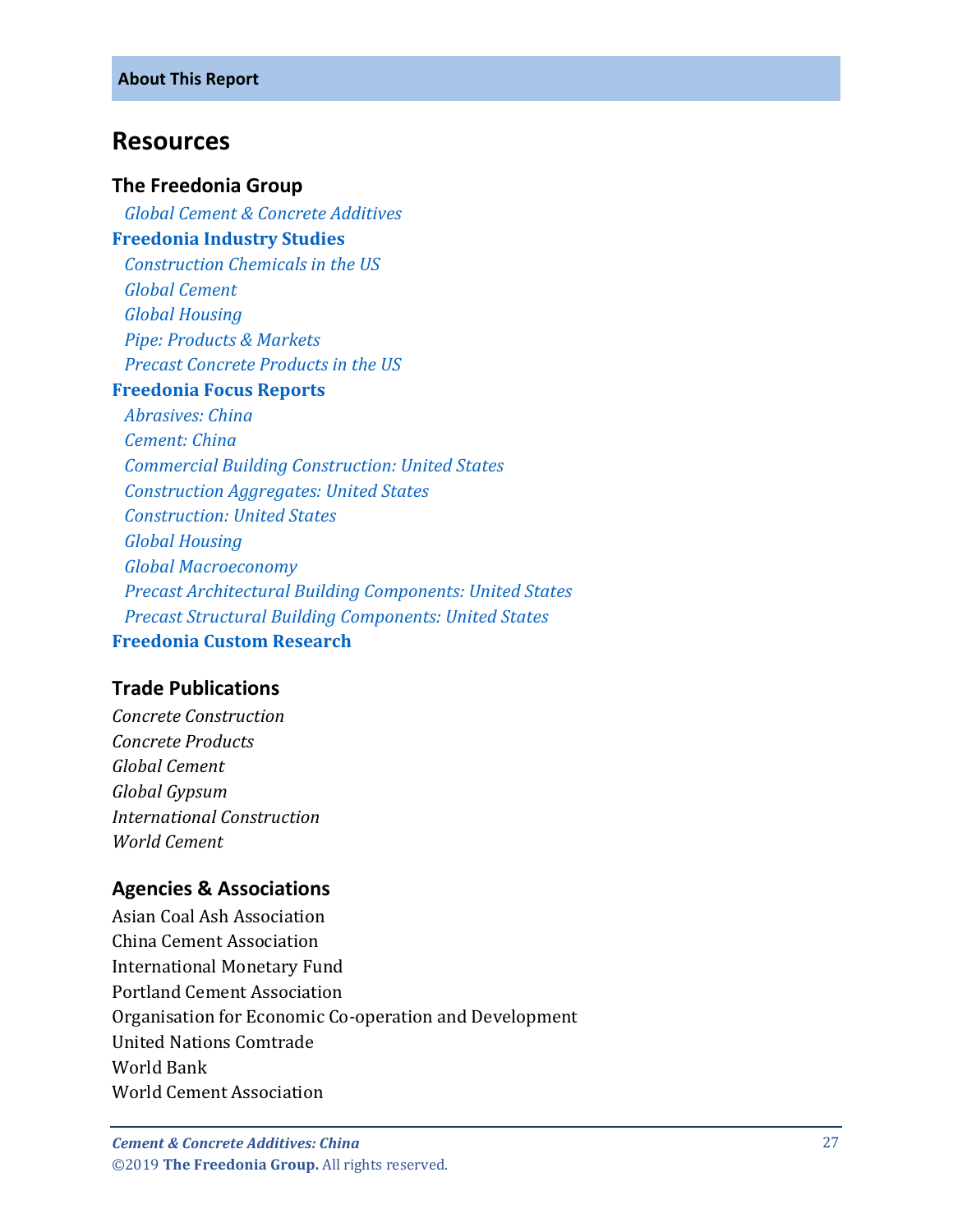**About This Report**

# Resources

### The Freedonia Group

*Global Cement & Concrete Additives*

**Freedonia Industry Studies**

*Construction Chemicals in the US*
*Global Cement*
*Global Housing*
*Pipe: Products & Markets*
*Precast Concrete Products in the US*

**Freedonia Focus Reports**

*Abrasives: China*
*Cement: China*
*Commercial Building Construction: United States*
*Construction Aggregates: United States*
*Construction: United States*
*Global Housing*
*Global Macroeconomy*
*Precast Architectural Building Components: United States*
*Precast Structural Building Components: United States*

**Freedonia Custom Research**

### Trade Publications

*Concrete Construction*
*Concrete Products*
*Global Cement*
*Global Gypsum*
*International Construction*
*World Cement*

### Agencies & Associations

Asian Coal Ash Association
China Cement Association
International Monetary Fund
Portland Cement Association
Organisation for Economic Co-operation and Development
United Nations Comtrade
World Bank
World Cement Association